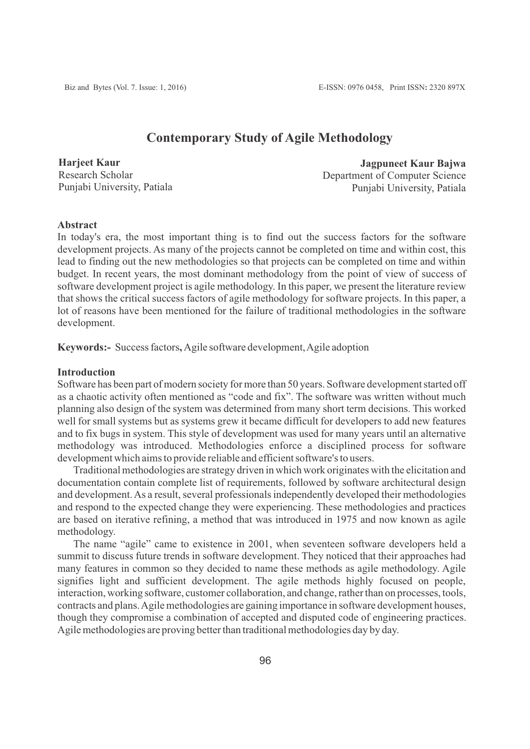# Contemporary Study of Agile Methodology

**Harjeet Kaur**
Research Scholar
Punjabi University, Patiala

**Jagpuneet Kaur Bajwa**
Department of Computer Science
Punjabi University, Patiala

### Abstract

In today's era, the most important thing is to find out the success factors for the software development projects. As many of the projects cannot be completed on time and within cost, this lead to finding out the new methodologies so that projects can be completed on time and within budget. In recent years, the most dominant methodology from the point of view of success of software development project is agile methodology. In this paper, we present the literature review that shows the critical success factors of agile methodology for software projects. In this paper, a lot of reasons have been mentioned for the failure of traditional methodologies in the software development.

**Keywords:-** Success factors**,** Agile software development, Agile adoption

### Introduction

Software has been part of modern society for more than 50 years. Software development started off as a chaotic activity often mentioned as "code and fix". The software was written without much planning also design of the system was determined from many short term decisions. This worked well for small systems but as systems grew it became difficult for developers to add new features and to fix bugs in system. This style of development was used for many years until an alternative methodology was introduced. Methodologies enforce a disciplined process for software development which aims to provide reliable and efficient software's to users.

Traditional methodologies are strategy driven in which work originates with the elicitation and documentation contain complete list of requirements, followed by software architectural design and development. As a result, several professionals independently developed their methodologies and respond to the expected change they were experiencing. These methodologies and practices are based on iterative refining, a method that was introduced in 1975 and now known as agile methodology.

The name "agile" came to existence in 2001, when seventeen software developers held a summit to discuss future trends in software development. They noticed that their approaches had many features in common so they decided to name these methods as agile methodology. Agile signifies light and sufficient development. The agile methods highly focused on people, interaction, working software, customer collaboration, and change, rather than on processes, tools, contracts and plans. Agile methodologies are gaining importance in software development houses, though they compromise a combination of accepted and disputed code of engineering practices. Agile methodologies are proving better than traditional methodologies day by day.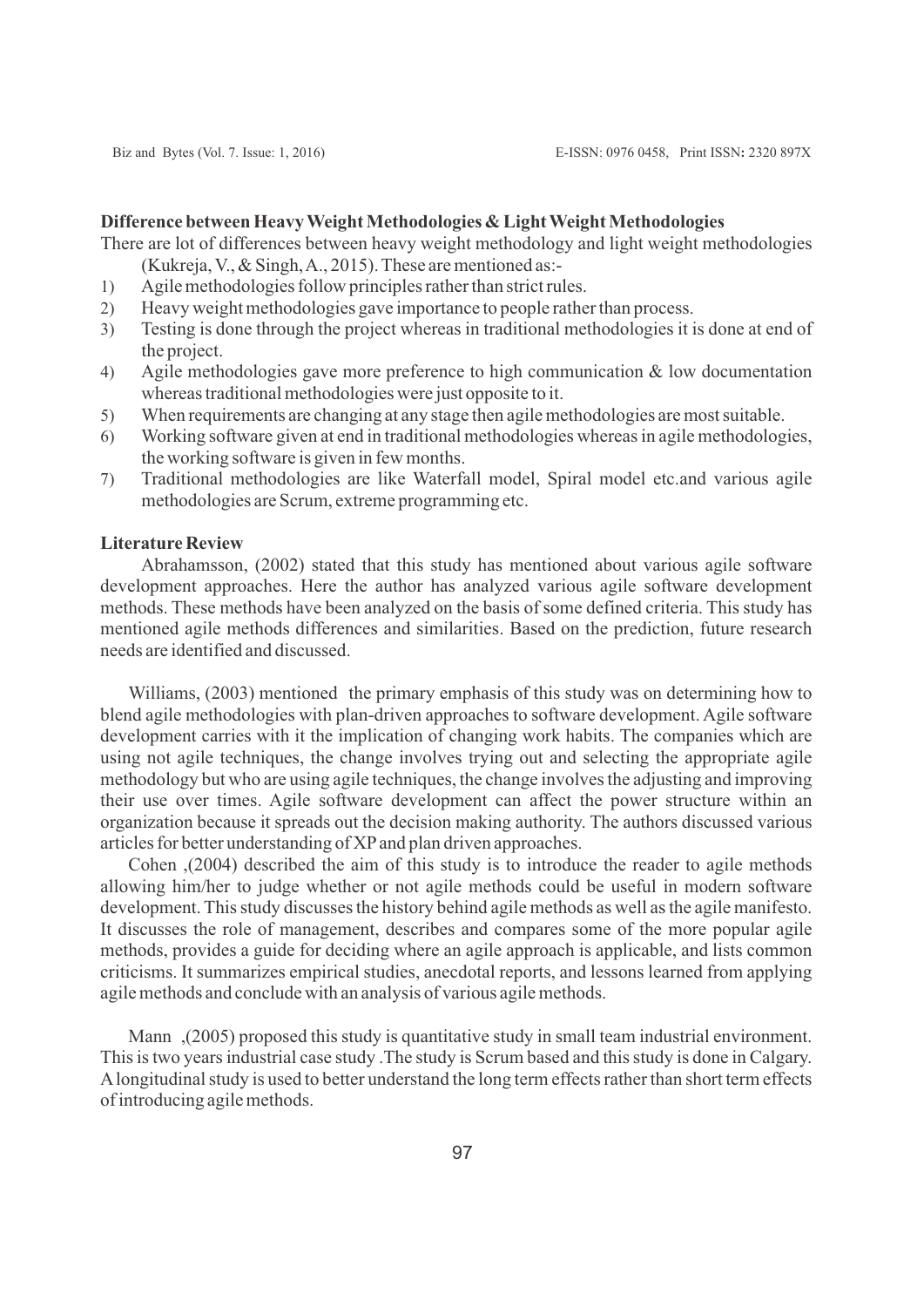**Difference between Heavy Weight Methodologies & Light Weight Methodologies**

There are lot of differences between heavy weight methodology and light weight methodologies (Kukreja, V., & Singh, A., 2015). These are mentioned as:-

1) Agile methodologies follow principles rather than strict rules.
2) Heavy weight methodologies gave importance to people rather than process.
3) Testing is done through the project whereas in traditional methodologies it is done at end of the project.
4) Agile methodologies gave more preference to high communication & low documentation whereas traditional methodologies were just opposite to it.
5) When requirements are changing at any stage then agile methodologies are most suitable.
6) Working software given at end in traditional methodologies whereas in agile methodologies, the working software is given in few months.
7) Traditional methodologies are like Waterfall model, Spiral model etc.and various agile methodologies are Scrum, extreme programming etc.

**Literature Review**

Abrahamsson, (2002) stated that this study has mentioned about various agile software development approaches. Here the author has analyzed various agile software development methods. These methods have been analyzed on the basis of some defined criteria. This study has mentioned agile methods differences and similarities. Based on the prediction, future research needs are identified and discussed.

Williams, (2003) mentioned the primary emphasis of this study was on determining how to blend agile methodologies with plan-driven approaches to software development. Agile software development carries with it the implication of changing work habits. The companies which are using not agile techniques, the change involves trying out and selecting the appropriate agile methodology but who are using agile techniques, the change involves the adjusting and improving their use over times. Agile software development can affect the power structure within an organization because it spreads out the decision making authority. The authors discussed various articles for better understanding of XP and plan driven approaches.

Cohen ,(2004) described the aim of this study is to introduce the reader to agile methods allowing him/her to judge whether or not agile methods could be useful in modern software development. This study discusses the history behind agile methods as well as the agile manifesto. It discusses the role of management, describes and compares some of the more popular agile methods, provides a guide for deciding where an agile approach is applicable, and lists common criticisms. It summarizes empirical studies, anecdotal reports, and lessons learned from applying agile methods and conclude with an analysis of various agile methods.

Mann ,(2005) proposed this study is quantitative study in small team industrial environment. This is two years industrial case study .The study is Scrum based and this study is done in Calgary. A longitudinal study is used to better understand the long term effects rather than short term effects of introducing agile methods.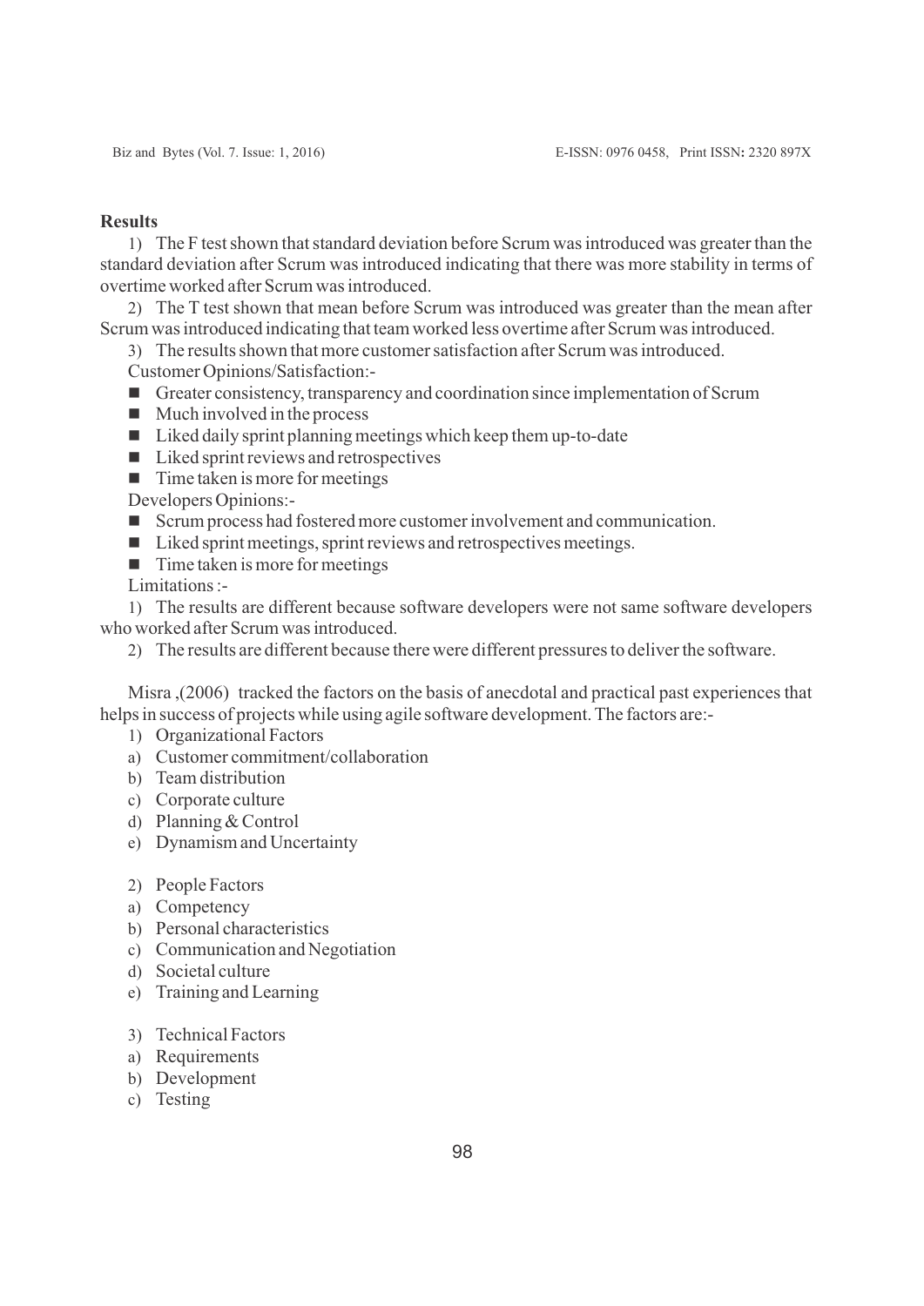**Results**

1) The F test shown that standard deviation before Scrum was introduced was greater than the standard deviation after Scrum was introduced indicating that there was more stability in terms of overtime worked after Scrum was introduced.

2) The T test shown that mean before Scrum was introduced was greater than the mean after Scrum was introduced indicating that team worked less overtime after Scrum was introduced.

3) The results shown that more customer satisfaction after Scrum was introduced.

Customer Opinions/Satisfaction:-

- Greater consistency, transparency and coordination since implementation of Scrum
- Much involved in the process
- Liked daily sprint planning meetings which keep them up-to-date
- Liked sprint reviews and retrospectives
- Time taken is more for meetings

Developers Opinions:-

- Scrum process had fostered more customer involvement and communication.
- Liked sprint meetings, sprint reviews and retrospectives meetings.
- Time taken is more for meetings

Limitations :-

1) The results are different because software developers were not same software developers who worked after Scrum was introduced.

2) The results are different because there were different pressures to deliver the software.

Misra ,(2006) tracked the factors on the basis of anecdotal and practical past experiences that helps in success of projects while using agile software development. The factors are:-

1) Organizational Factors
a) Customer commitment/collaboration
b) Team distribution
c) Corporate culture
d) Planning & Control
e) Dynamism and Uncertainty

2) People Factors
a) Competency
b) Personal characteristics
c) Communication and Negotiation
d) Societal culture
e) Training and Learning

3) Technical Factors
a) Requirements
b) Development
c) Testing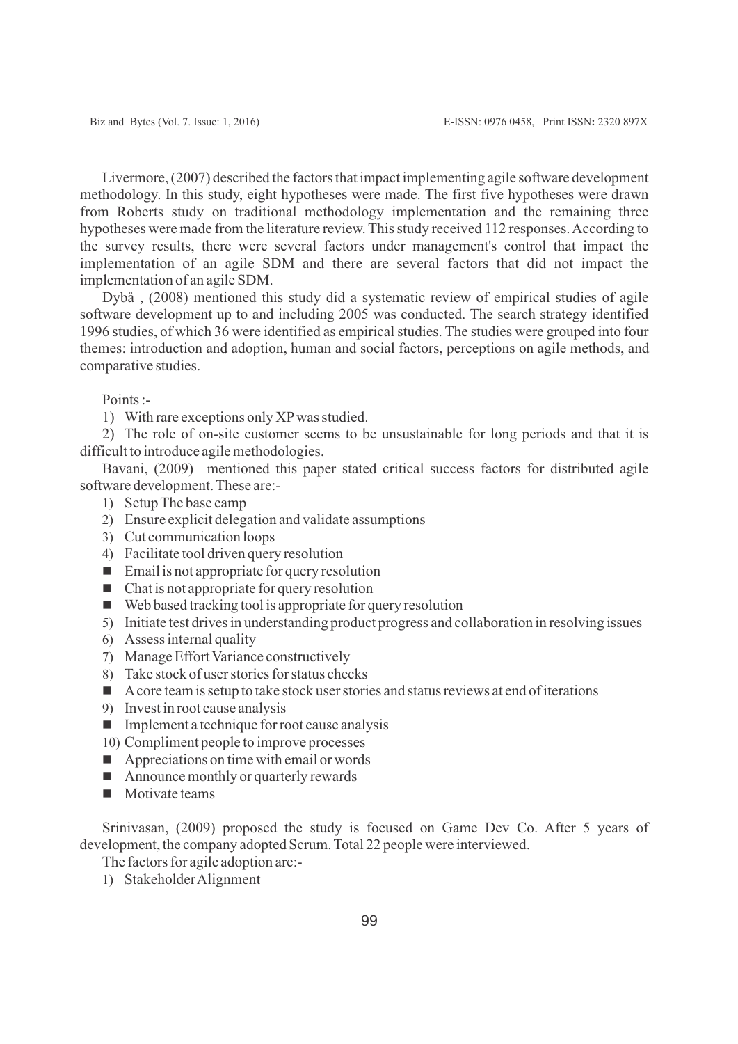Livermore, (2007) described the factors that impact implementing agile software development methodology. In this study, eight hypotheses were made. The first five hypotheses were drawn from Roberts study on traditional methodology implementation and the remaining three hypotheses were made from the literature review. This study received 112 responses. According to the survey results, there were several factors under management's control that impact the implementation of an agile SDM and there are several factors that did not impact the implementation of an agile SDM.

Dybå , (2008) mentioned this study did a systematic review of empirical studies of agile software development up to and including 2005 was conducted. The search strategy identified 1996 studies, of which 36 were identified as empirical studies. The studies were grouped into four themes: introduction and adoption, human and social factors, perceptions on agile methods, and comparative studies.

Points :-

1) With rare exceptions only XP was studied.

2) The role of on-site customer seems to be unsustainable for long periods and that it is difficult to introduce agile methodologies.

Bavani, (2009) mentioned this paper stated critical success factors for distributed agile software development. These are:-

1) Setup The base camp
2) Ensure explicit delegation and validate assumptions
3) Cut communication loops
4) Facilitate tool driven query resolution
   - Email is not appropriate for query resolution
   - Chat is not appropriate for query resolution
   - Web based tracking tool is appropriate for query resolution
5) Initiate test drives in understanding product progress and collaboration in resolving issues
6) Assess internal quality
7) Manage Effort Variance constructively
8) Take stock of user stories for status checks
   - A core team is setup to take stock user stories and status reviews at end of iterations
9) Invest in root cause analysis
   - Implement a technique for root cause analysis
10) Compliment people to improve processes
   - Appreciations on time with email or words
   - Announce monthly or quarterly rewards
   - Motivate teams

Srinivasan, (2009) proposed the study is focused on Game Dev Co. After 5 years of development, the company adopted Scrum. Total 22 people were interviewed.

The factors for agile adoption are:-

1) Stakeholder Alignment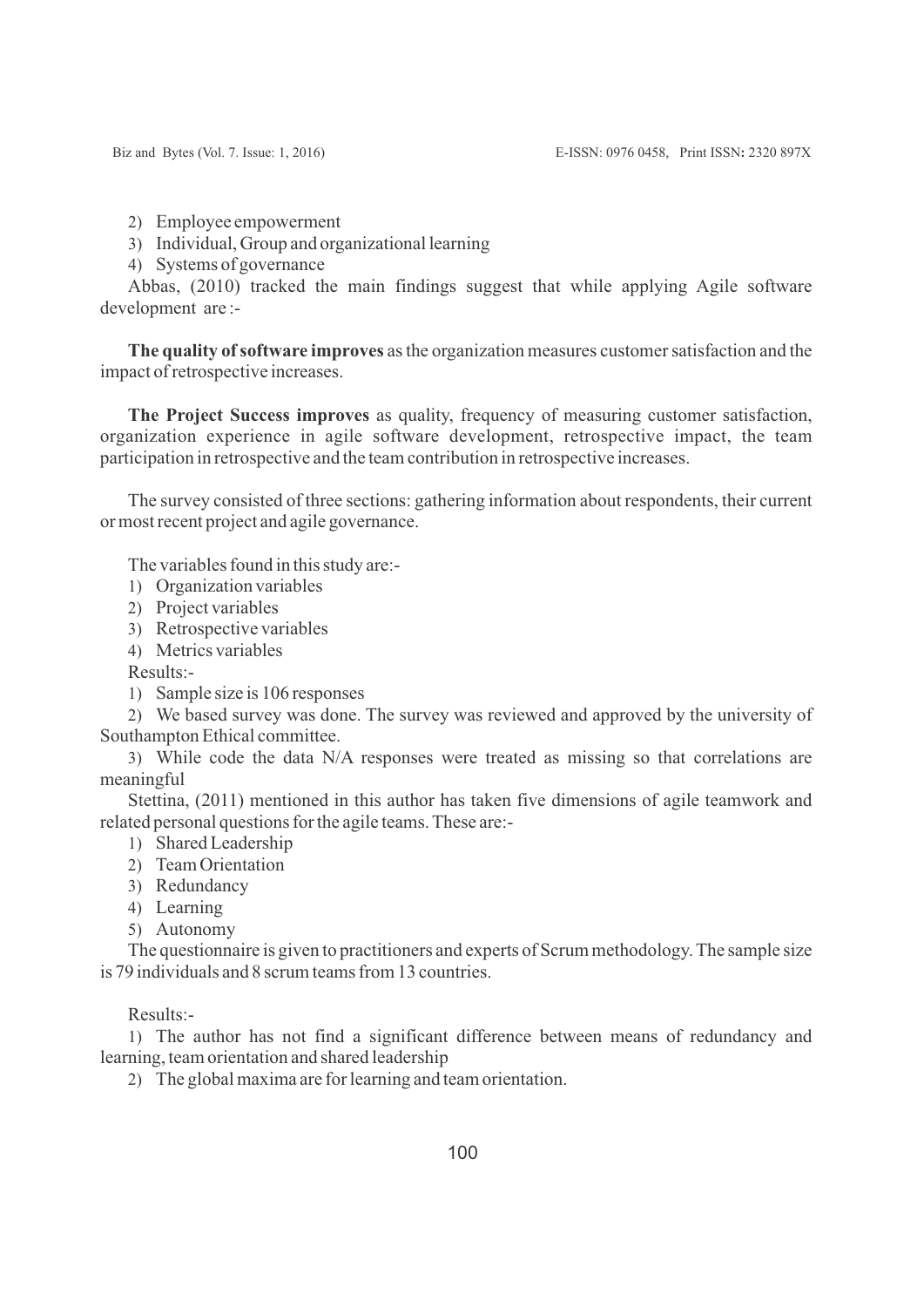2) Employee empowerment
3) Individual, Group and organizational learning
4) Systems of governance

Abbas, (2010) tracked the main findings suggest that while applying Agile software development are :-

**The quality of software improves** as the organization measures customer satisfaction and the impact of retrospective increases.

**The Project Success improves** as quality, frequency of measuring customer satisfaction, organization experience in agile software development, retrospective impact, the team participation in retrospective and the team contribution in retrospective increases.

The survey consisted of three sections: gathering information about respondents, their current or most recent project and agile governance.

The variables found in this study are:-

1) Organization variables
2) Project variables
3) Retrospective variables
4) Metrics variables

Results:-

1) Sample size is 106 responses
2) We based survey was done. The survey was reviewed and approved by the university of Southampton Ethical committee.
3) While code the data N/A responses were treated as missing so that correlations are meaningful

Stettina, (2011) mentioned in this author has taken five dimensions of agile teamwork and related personal questions for the agile teams. These are:-

1) Shared Leadership
2) Team Orientation
3) Redundancy
4) Learning
5) Autonomy

The questionnaire is given to practitioners and experts of Scrum methodology. The sample size is 79 individuals and 8 scrum teams from 13 countries.

Results:-

1) The author has not find a significant difference between means of redundancy and learning, team orientation and shared leadership
2) The global maxima are for learning and team orientation.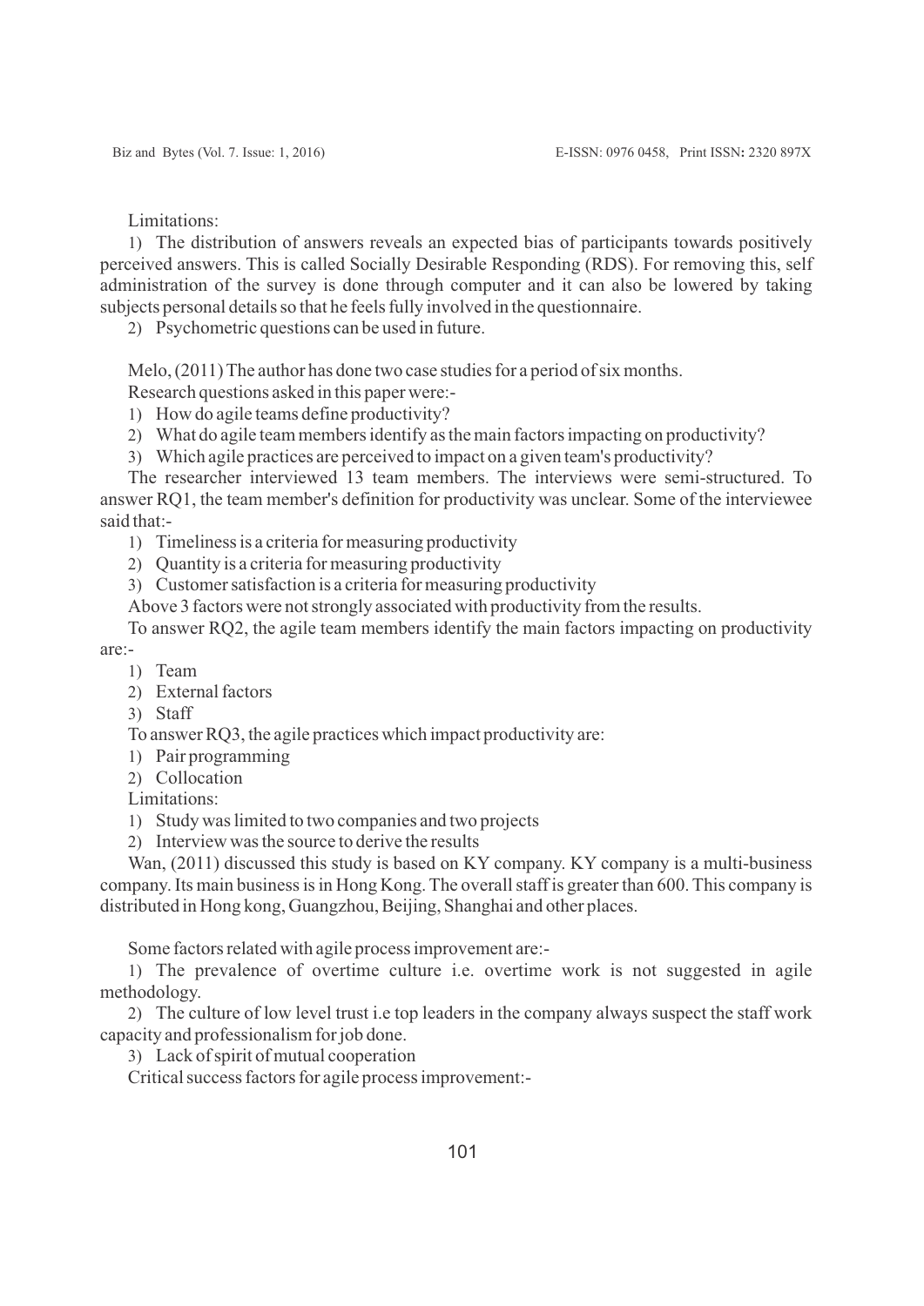Limitations:

1) The distribution of answers reveals an expected bias of participants towards positively perceived answers. This is called Socially Desirable Responding (RDS). For removing this, self administration of the survey is done through computer and it can also be lowered by taking subjects personal details so that he feels fully involved in the questionnaire.

2) Psychometric questions can be used in future.

Melo, (2011) The author has done two case studies for a period of six months.

Research questions asked in this paper were:-

1) How do agile teams define productivity?
2) What do agile team members identify as the main factors impacting on productivity?
3) Which agile practices are perceived to impact on a given team's productivity?

The researcher interviewed 13 team members. The interviews were semi-structured. To answer RQ1, the team member's definition for productivity was unclear. Some of the interviewee said that:-

1) Timeliness is a criteria for measuring productivity
2) Quantity is a criteria for measuring productivity
3) Customer satisfaction is a criteria for measuring productivity

Above 3 factors were not strongly associated with productivity from the results.

To answer RQ2, the agile team members identify the main factors impacting on productivity are:-

1) Team
2) External factors
3) Staff

To answer RQ3, the agile practices which impact productivity are:

1) Pair programming
2) Collocation

Limitations:

1) Study was limited to two companies and two projects
2) Interview was the source to derive the results

Wan, (2011) discussed this study is based on KY company. KY company is a multi-business company. Its main business is in Hong Kong. The overall staff is greater than 600. This company is distributed in Hong kong, Guangzhou, Beijing, Shanghai and other places.

Some factors related with agile process improvement are:-

1) The prevalence of overtime culture i.e. overtime work is not suggested in agile methodology.

2) The culture of low level trust i.e top leaders in the company always suspect the staff work capacity and professionalism for job done.

3) Lack of spirit of mutual cooperation

Critical success factors for agile process improvement:-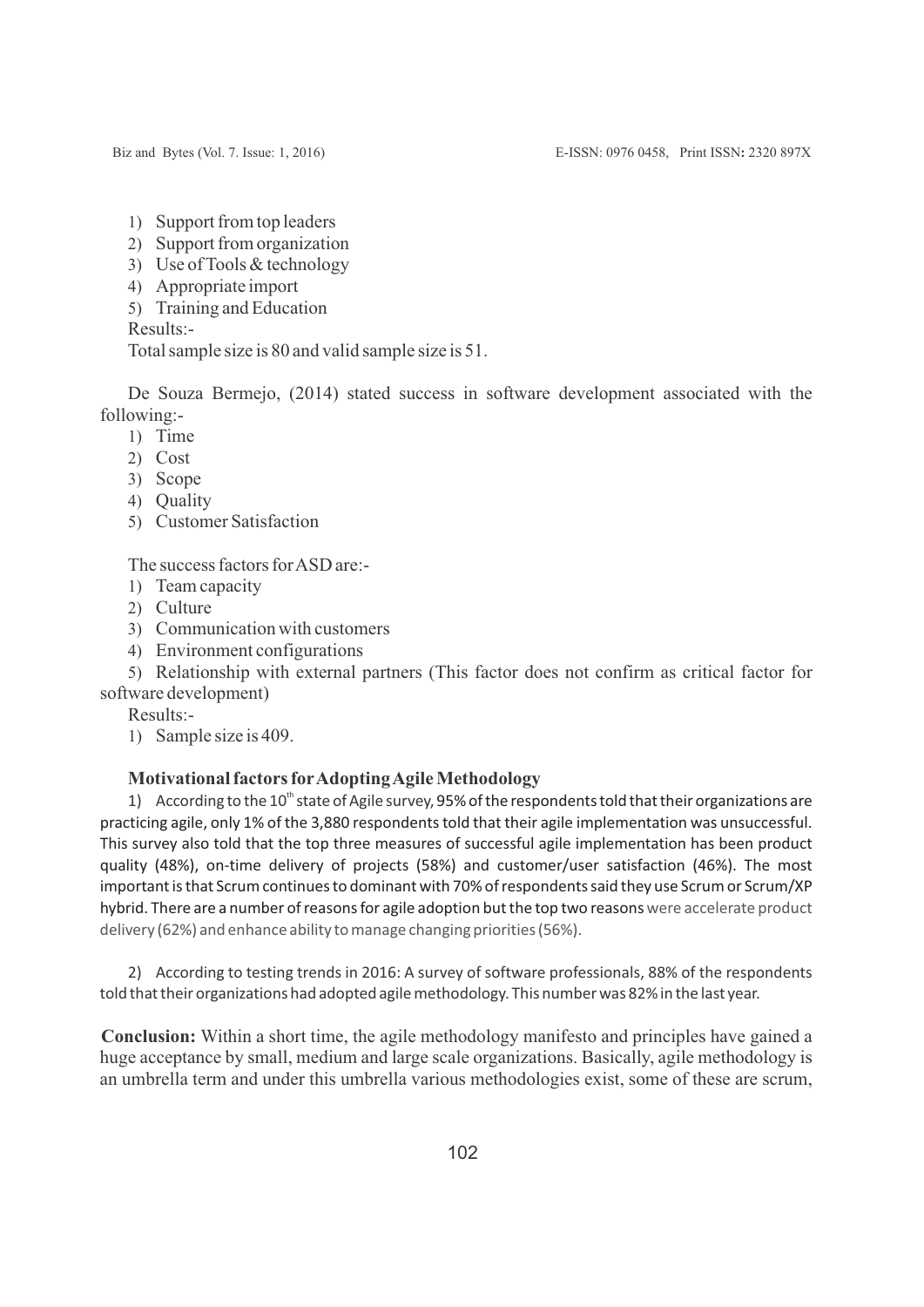1) Support from top leaders
2) Support from organization
3) Use of Tools & technology
4) Appropriate import
5) Training and Education

Results:-

Total sample size is 80 and valid sample size is 51.

De Souza Bermejo, (2014) stated success in software development associated with the following:-

1) Time
2) Cost
3) Scope
4) Quality
5) Customer Satisfaction

The success factors for ASD are:-

1) Team capacity
2) Culture
3) Communication with customers
4) Environment configurations
5) Relationship with external partners (This factor does not confirm as critical factor for software development)

Results:-

1) Sample size is 409.

**Motivational factors for Adopting Agile Methodology**

1) According to the 10th state of Agile survey, 95% of the respondents told that their organizations are practicing agile, only 1% of the 3,880 respondents told that their agile implementation was unsuccessful. This survey also told that the top three measures of successful agile implementation has been product quality (48%), on-time delivery of projects (58%) and customer/user satisfaction (46%). The most important is that Scrum continues to dominant with 70% of respondents said they use Scrum or Scrum/XP hybrid. There are a number of reasons for agile adoption but the top two reasons were accelerate product delivery (62%) and enhance ability to manage changing priorities (56%).

2) According to testing trends in 2016: A survey of software professionals, 88% of the respondents told that their organizations had adopted agile methodology. This number was 82% in the last year.

**Conclusion:** Within a short time, the agile methodology manifesto and principles have gained a huge acceptance by small, medium and large scale organizations. Basically, agile methodology is an umbrella term and under this umbrella various methodologies exist, some of these are scrum,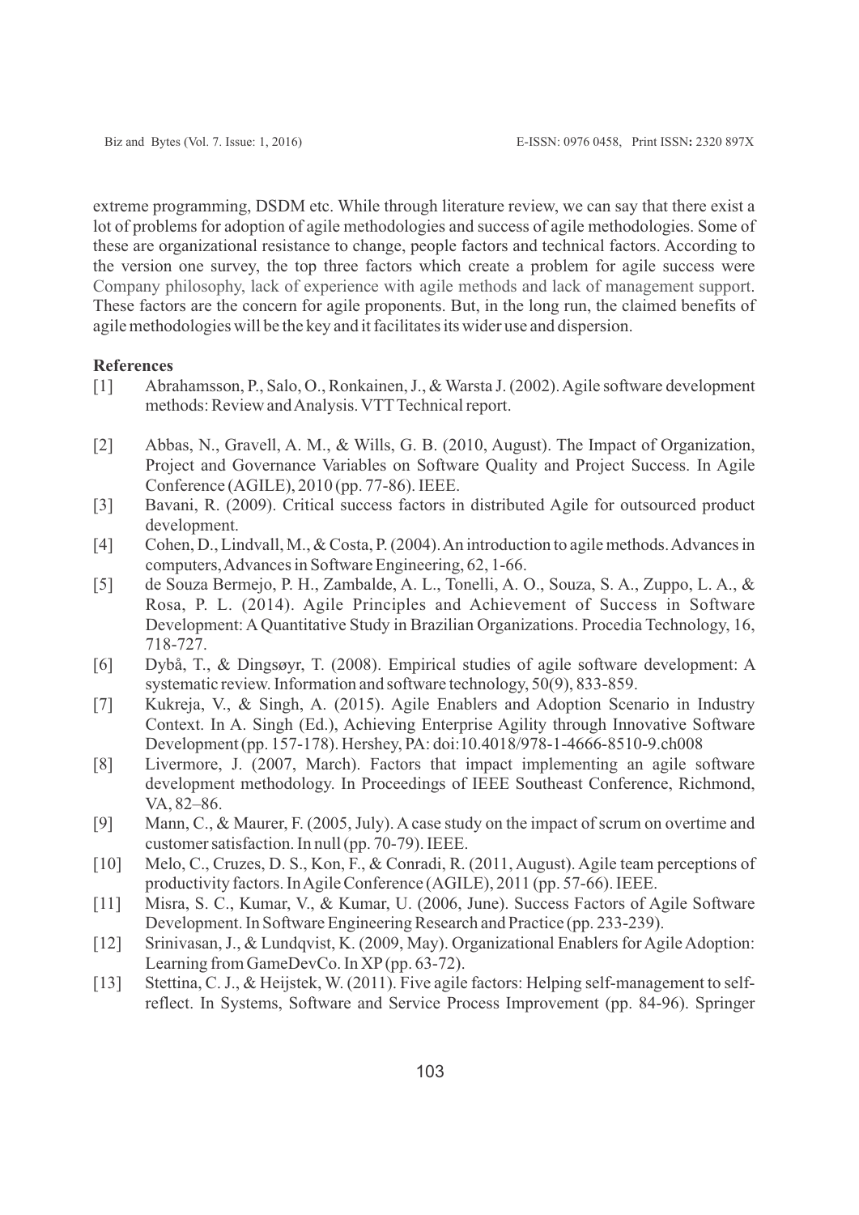extreme programming, DSDM etc. While through literature review, we can say that there exist a lot of problems for adoption of agile methodologies and success of agile methodologies. Some of these are organizational resistance to change, people factors and technical factors. According to the version one survey, the top three factors which create a problem for agile success were Company philosophy, lack of experience with agile methods and lack of management support. These factors are the concern for agile proponents. But, in the long run, the claimed benefits of agile methodologies will be the key and it facilitates its wider use and dispersion.

**References**

[1] Abrahamsson, P., Salo, O., Ronkainen, J., & Warsta J. (2002). Agile software development methods: Review and Analysis. VTT Technical report.

[2] Abbas, N., Gravell, A. M., & Wills, G. B. (2010, August). The Impact of Organization, Project and Governance Variables on Software Quality and Project Success. In Agile Conference (AGILE), 2010 (pp. 77-86). IEEE.

[3] Bavani, R. (2009). Critical success factors in distributed Agile for outsourced product development.

[4] Cohen, D., Lindvall, M., & Costa, P. (2004). An introduction to agile methods. Advances in computers, Advances in Software Engineering, 62, 1-66.

[5] de Souza Bermejo, P. H., Zambalde, A. L., Tonelli, A. O., Souza, S. A., Zuppo, L. A., & Rosa, P. L. (2014). Agile Principles and Achievement of Success in Software Development: A Quantitative Study in Brazilian Organizations. Procedia Technology, 16, 718-727.

[6] Dybå, T., & Dingsøyr, T. (2008). Empirical studies of agile software development: A systematic review. Information and software technology, 50(9), 833-859.

[7] Kukreja, V., & Singh, A. (2015). Agile Enablers and Adoption Scenario in Industry Context. In A. Singh (Ed.), Achieving Enterprise Agility through Innovative Software Development (pp. 157-178). Hershey, PA: doi:10.4018/978-1-4666-8510-9.ch008

[8] Livermore, J. (2007, March). Factors that impact implementing an agile software development methodology. In Proceedings of IEEE Southeast Conference, Richmond, VA, 82–86.

[9] Mann, C., & Maurer, F. (2005, July). A case study on the impact of scrum on overtime and customer satisfaction. In null (pp. 70-79). IEEE.

[10] Melo, C., Cruzes, D. S., Kon, F., & Conradi, R. (2011, August). Agile team perceptions of productivity factors. In Agile Conference (AGILE), 2011 (pp. 57-66). IEEE.

[11] Misra, S. C., Kumar, V., & Kumar, U. (2006, June). Success Factors of Agile Software Development. In Software Engineering Research and Practice (pp. 233-239).

[12] Srinivasan, J., & Lundqvist, K. (2009, May). Organizational Enablers for Agile Adoption: Learning from GameDevCo. In XP (pp. 63-72).

[13] Stettina, C. J., & Heijstek, W. (2011). Five agile factors: Helping self-management to self-reflect. In Systems, Software and Service Process Improvement (pp. 84-96). Springer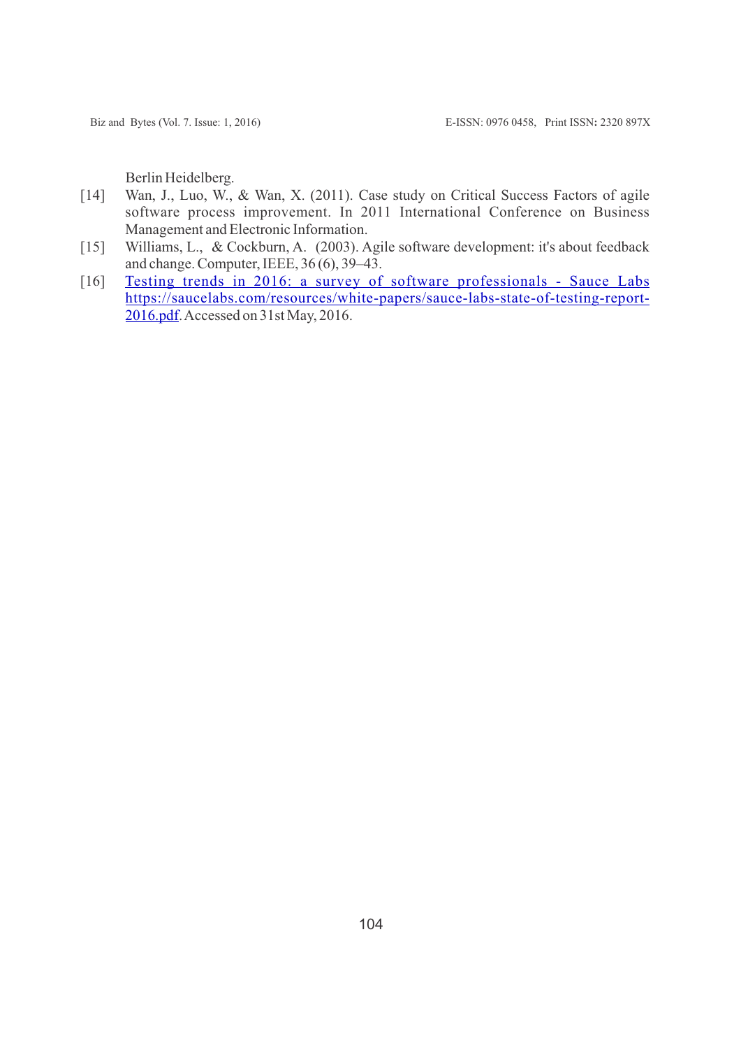Berlin Heidelberg.

[14] Wan, J., Luo, W., & Wan, X. (2011). Case study on Critical Success Factors of agile software process improvement. In 2011 International Conference on Business Management and Electronic Information.

[15] Williams, L., & Cockburn, A. (2003). Agile software development: it's about feedback and change. Computer, IEEE, 36 (6), 39–43.

[16] [Testing trends in 2016: a survey of software professionals - Sauce Labs https://saucelabs.com/resources/white-papers/sauce-labs-state-of-testing-report-2016.pdf](https://saucelabs.com/resources/white-papers/sauce-labs-state-of-testing-report-2016.pdf). Accessed on 31st May, 2016.